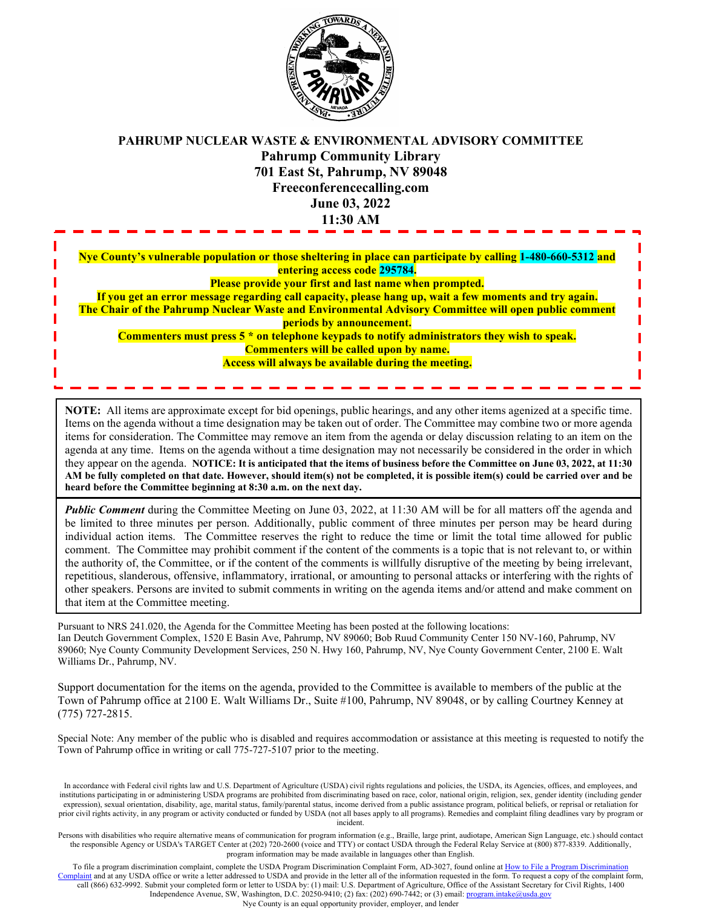# PAHRUMP NUCLEAR WASTE & ENVIRONMENTAL ADVISORY COMMITTEE

**Pahrump Community Library**
**701 East St, Pahrump, NV 89048**
**Freeconferencecalling.com**
**June 03, 2022**
**11:30 AM**

**Nye County's vulnerable population or those sheltering in place can participate by calling 1-480-660-5312 and entering access code 295784.**
**Please provide your first and last name when prompted.**
**If you get an error message regarding call capacity, please hang up, wait a few moments and try again.**
**The Chair of the Pahrump Nuclear Waste and Environmental Advisory Committee will open public comment periods by announcement.**
**Commenters must press 5 * on telephone keypads to notify administrators they wish to speak.**
**Commenters will be called upon by name.**
**Access will always be available during the meeting.**

**NOTE:** All items are approximate except for bid openings, public hearings, and any other items agenized at a specific time. Items on the agenda without a time designation may be taken out of order. The Committee may combine two or more agenda items for consideration. The Committee may remove an item from the agenda or delay discussion relating to an item on the agenda at any time. Items on the agenda without a time designation may not necessarily be considered in the order in which they appear on the agenda. **NOTICE: It is anticipated that the items of business before the Committee on June 03, 2022, at 11:30 AM be fully completed on that date. However, should item(s) not be completed, it is possible item(s) could be carried over and be heard before the Committee beginning at 8:30 a.m. on the next day.**

***Public Comment*** during the Committee Meeting on June 03, 2022, at 11:30 AM will be for all matters off the agenda and be limited to three minutes per person. Additionally, public comment of three minutes per person may be heard during individual action items. The Committee reserves the right to reduce the time or limit the total time allowed for public comment. The Committee may prohibit comment if the content of the comments is a topic that is not relevant to, or within the authority of, the Committee, or if the content of the comments is willfully disruptive of the meeting by being irrelevant, repetitious, slanderous, offensive, inflammatory, irrational, or amounting to personal attacks or interfering with the rights of other speakers. Persons are invited to submit comments in writing on the agenda items and/or attend and make comment on that item at the Committee meeting.

Pursuant to NRS 241.020, the Agenda for the Committee Meeting has been posted at the following locations:
Ian Deutch Government Complex, 1520 E Basin Ave, Pahrump, NV 89060; Bob Ruud Community Center 150 NV-160, Pahrump, NV 89060; Nye County Community Development Services, 250 N. Hwy 160, Pahrump, NV, Nye County Government Center, 2100 E. Walt Williams Dr., Pahrump, NV.

Support documentation for the items on the agenda, provided to the Committee is available to members of the public at the Town of Pahrump office at 2100 E. Walt Williams Dr., Suite #100, Pahrump, NV 89048, or by calling Courtney Kenney at (775) 727-2815.

Special Note: Any member of the public who is disabled and requires accommodation or assistance at this meeting is requested to notify the Town of Pahrump office in writing or call 775-727-5107 prior to the meeting.

In accordance with Federal civil rights law and U.S. Department of Agriculture (USDA) civil rights regulations and policies, the USDA, its Agencies, offices, and employees, and institutions participating in or administering USDA programs are prohibited from discriminating based on race, color, national origin, religion, sex, gender identity (including gender expression), sexual orientation, disability, age, marital status, family/parental status, income derived from a public assistance program, political beliefs, or reprisal or retaliation for prior civil rights activity, in any program or activity conducted or funded by USDA (not all bases apply to all programs). Remedies and complaint filing deadlines vary by program or incident.

Persons with disabilities who require alternative means of communication for program information (e.g., Braille, large print, audiotape, American Sign Language, etc.) should contact the responsible Agency or USDA's TARGET Center at (202) 720-2600 (voice and TTY) or contact USDA through the Federal Relay Service at (800) 877-8339. Additionally, program information may be made available in languages other than English.

To file a program discrimination complaint, complete the USDA Program Discrimination Complaint Form, AD-3027, found online at How to File a Program Discrimination Complaint and at any USDA office or write a letter addressed to USDA and provide in the letter all of the information requested in the form. To request a copy of the complaint form, call (866) 632-9992. Submit your completed form or letter to USDA by: (1) mail: U.S. Department of Agriculture, Office of the Assistant Secretary for Civil Rights, 1400 Independence Avenue, SW, Washington, D.C. 20250-9410; (2) fax: (202) 690-7442; or (3) email: program.intake@usda.gov
Nye County is an equal opportunity provider, employer, and lender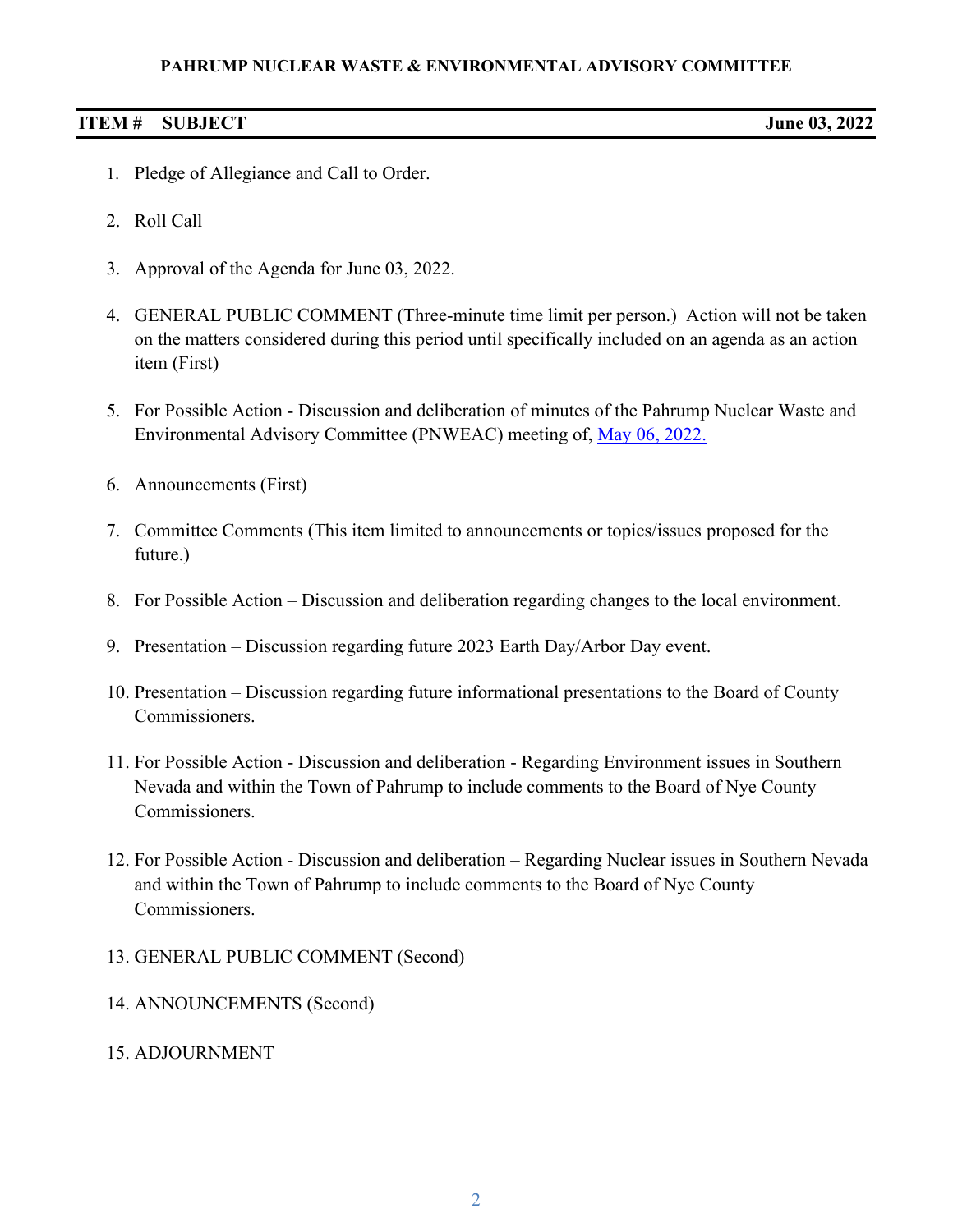**PAHRUMP NUCLEAR WASTE & ENVIRONMENTAL ADVISORY COMMITTEE**

| ITEM # SUBJECT | June 03, 2022 |
|---|---|

1. Pledge of Allegiance and Call to Order.
2. Roll Call
3. Approval of the Agenda for June 03, 2022.
4. GENERAL PUBLIC COMMENT (Three-minute time limit per person.) Action will not be taken on the matters considered during this period until specifically included on an agenda as an action item (First)
5. For Possible Action - Discussion and deliberation of minutes of the Pahrump Nuclear Waste and Environmental Advisory Committee (PNWEAC) meeting of, May 06, 2022.
6. Announcements (First)
7. Committee Comments (This item limited to announcements or topics/issues proposed for the future.)
8. For Possible Action – Discussion and deliberation regarding changes to the local environment.
9. Presentation – Discussion regarding future 2023 Earth Day/Arbor Day event.
10. Presentation – Discussion regarding future informational presentations to the Board of County Commissioners.
11. For Possible Action - Discussion and deliberation - Regarding Environment issues in Southern Nevada and within the Town of Pahrump to include comments to the Board of Nye County Commissioners.
12. For Possible Action - Discussion and deliberation – Regarding Nuclear issues in Southern Nevada and within the Town of Pahrump to include comments to the Board of Nye County Commissioners.
13. GENERAL PUBLIC COMMENT (Second)
14. ANNOUNCEMENTS (Second)
15. ADJOURNMENT